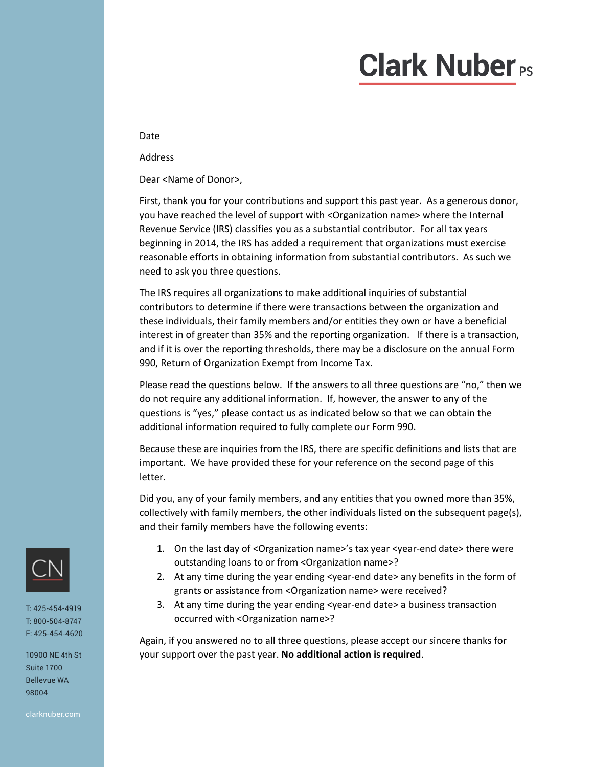# Clark Nuber PS

Date

Address

Dear <Name of Donor>,

First, thank you for your contributions and support this past year. As a generous donor, you have reached the level of support with <Organization name> where the Internal Revenue Service (IRS) classifies you as a substantial contributor. For all tax years beginning in 2014, the IRS has added a requirement that organizations must exercise reasonable efforts in obtaining information from substantial contributors. As such we need to ask you three questions.

The IRS requires all organizations to make additional inquiries of substantial contributors to determine if there were transactions between the organization and these individuals, their family members and/or entities they own or have a beneficial interest in of greater than 35% and the reporting organization. If there is a transaction, and if it is over the reporting thresholds, there may be a disclosure on the annual Form 990, Return of Organization Exempt from Income Tax.

Please read the questions below. If the answers to all three questions are "no," then we do not require any additional information. If, however, the answer to any of the questions is "yes," please contact us as indicated below so that we can obtain the additional information required to fully complete our Form 990.

Because these are inquiries from the IRS, there are specific definitions and lists that are important. We have provided these for your reference on the second page of this letter.

Did you, any of your family members, and any entities that you owned more than 35%, collectively with family members, the other individuals listed on the subsequent page(s), and their family members have the following events:

1. On the last day of <Organization name>'s tax year <year-end date> there were outstanding loans to or from <Organization name>?
2. At any time during the year ending <year-end date> any benefits in the form of grants or assistance from <Organization name> were received?
3. At any time during the year ending <year-end date> a business transaction occurred with <Organization name>?

Again, if you answered no to all three questions, please accept our sincere thanks for your support over the past year. **No additional action is required**.

CN

T: 425-454-4919
T: 800-504-8747
F: 425-454-4620

10900 NE 4th St
Suite 1700
Bellevue WA
98004

clarknuber.com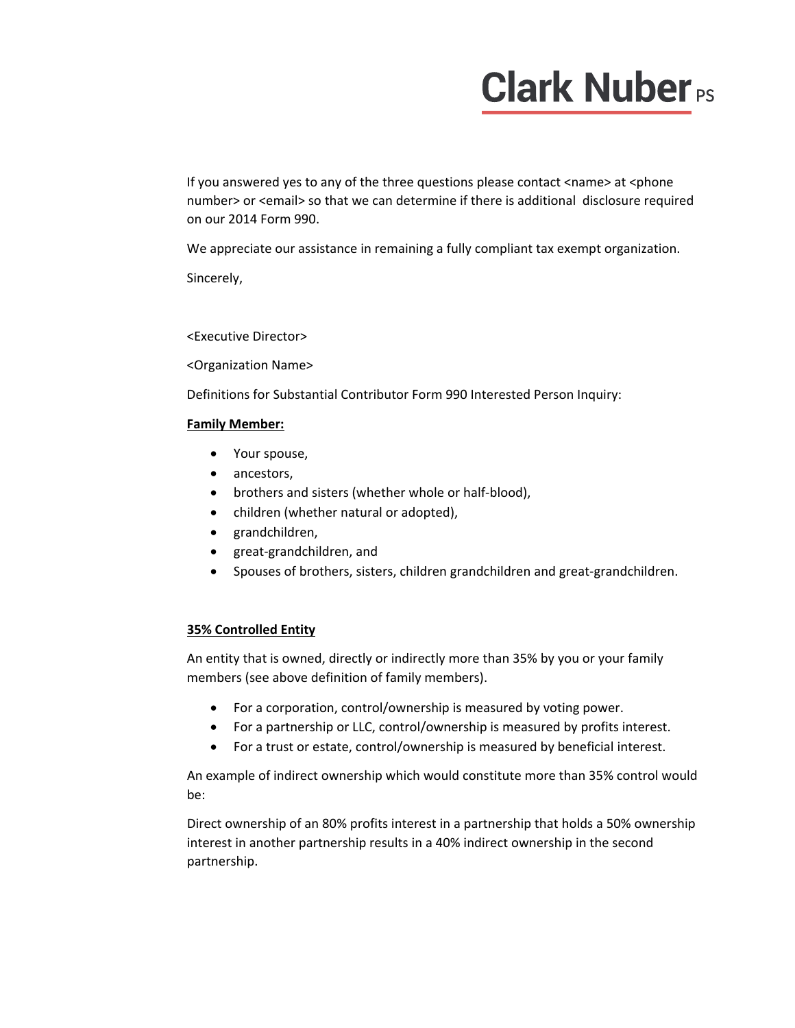If you answered yes to any of the three questions please contact <name> at <phone number> or <email> so that we can determine if there is additional disclosure required on our 2014 Form 990.

We appreciate our assistance in remaining a fully compliant tax exempt organization.

Sincerely,

<Executive Director>

<Organization Name>

Definitions for Substantial Contributor Form 990 Interested Person Inquiry:

**Family Member:**

- Your spouse,
- ancestors,
- brothers and sisters (whether whole or half-blood),
- children (whether natural or adopted),
- grandchildren,
- great-grandchildren, and
- Spouses of brothers, sisters, children grandchildren and great-grandchildren.

**35% Controlled Entity**

An entity that is owned, directly or indirectly more than 35% by you or your family members (see above definition of family members).

- For a corporation, control/ownership is measured by voting power.
- For a partnership or LLC, control/ownership is measured by profits interest.
- For a trust or estate, control/ownership is measured by beneficial interest.

An example of indirect ownership which would constitute more than 35% control would be:

Direct ownership of an 80% profits interest in a partnership that holds a 50% ownership interest in another partnership results in a 40% indirect ownership in the second partnership.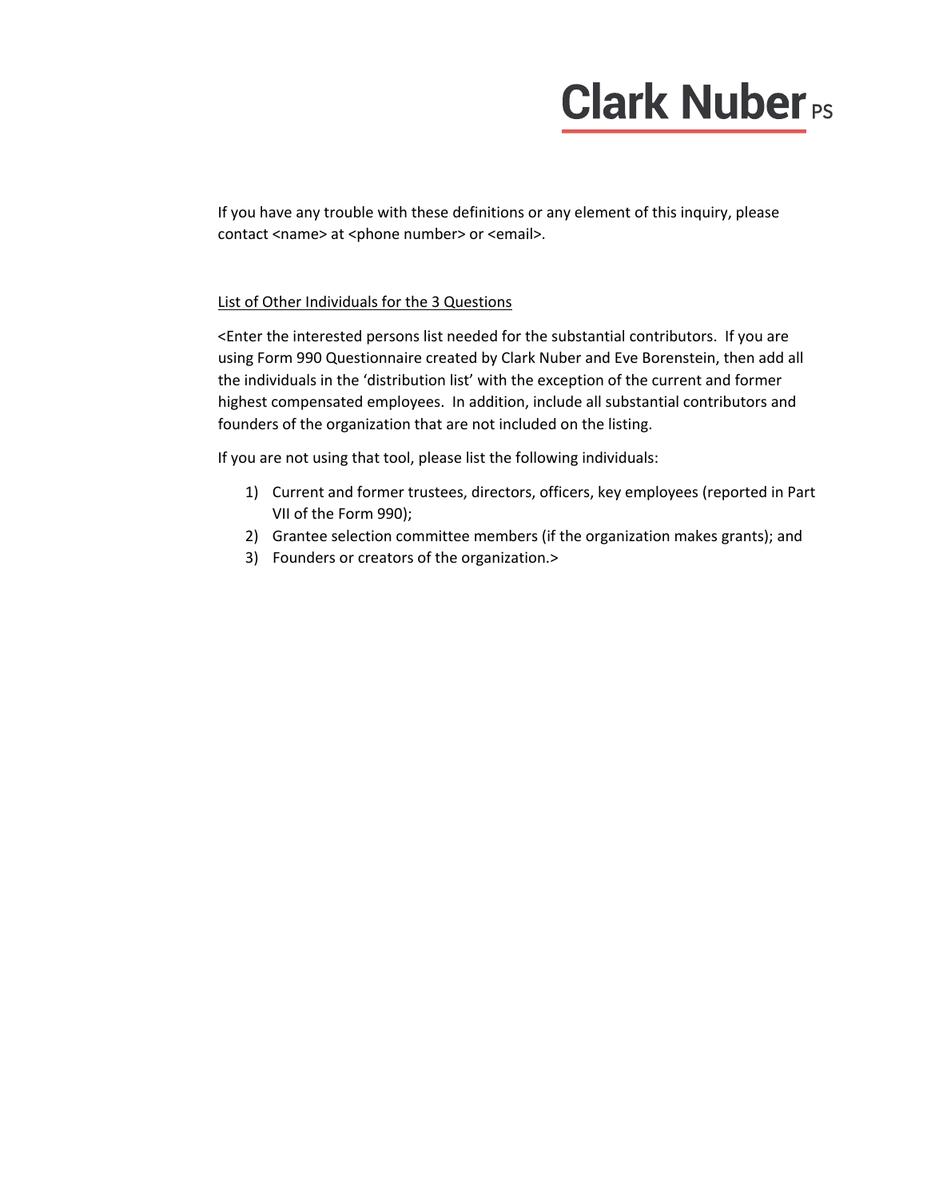If you have any trouble with these definitions or any element of this inquiry, please contact <name> at <phone number> or <email>.

List of Other Individuals for the 3 Questions

<Enter the interested persons list needed for the substantial contributors. If you are using Form 990 Questionnaire created by Clark Nuber and Eve Borenstein, then add all the individuals in the 'distribution list' with the exception of the current and former highest compensated employees. In addition, include all substantial contributors and founders of the organization that are not included on the listing.

If you are not using that tool, please list the following individuals:

1) Current and former trustees, directors, officers, key employees (reported in Part VII of the Form 990);
2) Grantee selection committee members (if the organization makes grants); and
3) Founders or creators of the organization.>